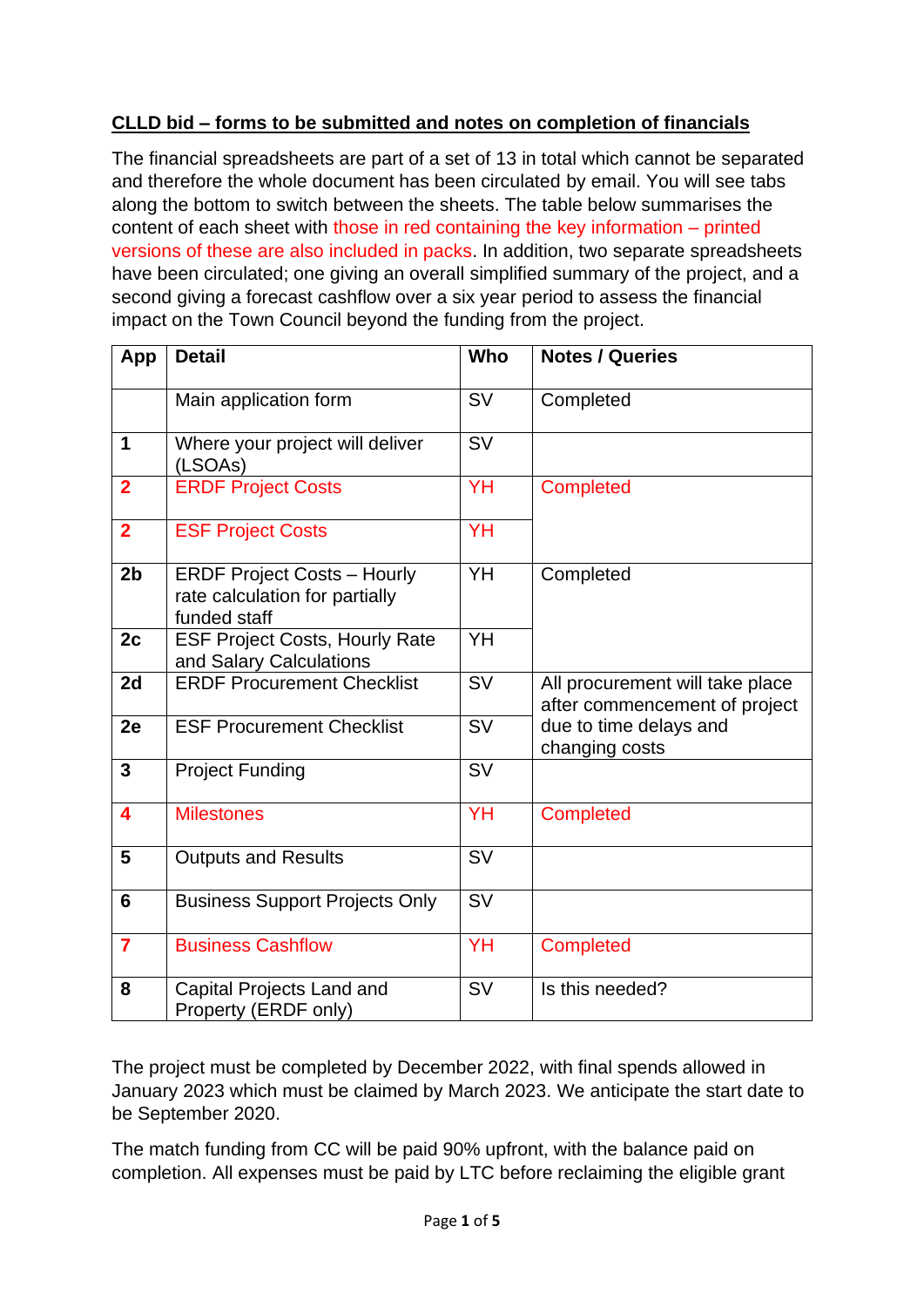**CLLD bid – forms to be submitted and notes on completion of financials**

The financial spreadsheets are part of a set of 13 in total which cannot be separated and therefore the whole document has been circulated by email. You will see tabs along the bottom to switch between the sheets. The table below summarises the content of each sheet with those in red containing the key information – printed versions of these are also included in packs. In addition, two separate spreadsheets have been circulated; one giving an overall simplified summary of the project, and a second giving a forecast cashflow over a six year period to assess the financial impact on the Town Council beyond the funding from the project.

| App | Detail | Who | Notes / Queries |
|---|---|---|---|
| | Main application form | SV | Completed |
| 1 | Where your project will deliver (LSOAs) | SV | |
| 2 | ERDF Project Costs | YH | Completed |
| 2 | ESF Project Costs | YH | |
| 2b | ERDF Project Costs – Hourly rate calculation for partially funded staff | YH | Completed |
| 2c | ESF Project Costs, Hourly Rate and Salary Calculations | YH | |
| 2d | ERDF Procurement Checklist | SV | All procurement will take place after commencement of project due to time delays and changing costs |
| 2e | ESF Procurement Checklist | SV | |
| 3 | Project Funding | SV | |
| 4 | Milestones | YH | Completed |
| 5 | Outputs and Results | SV | |
| 6 | Business Support Projects Only | SV | |
| 7 | Business Cashflow | YH | Completed |
| 8 | Capital Projects Land and Property (ERDF only) | SV | Is this needed? |

The project must be completed by December 2022, with final spends allowed in January 2023 which must be claimed by March 2023. We anticipate the start date to be September 2020.

The match funding from CC will be paid 90% upfront, with the balance paid on completion. All expenses must be paid by LTC before reclaiming the eligible grant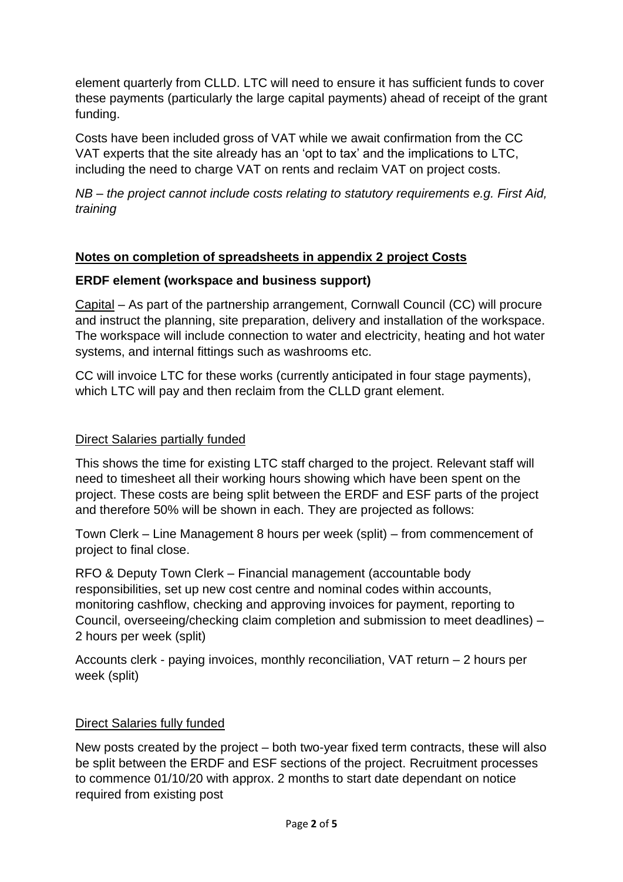element quarterly from CLLD. LTC will need to ensure it has sufficient funds to cover these payments (particularly the large capital payments) ahead of receipt of the grant funding.

Costs have been included gross of VAT while we await confirmation from the CC VAT experts that the site already has an 'opt to tax' and the implications to LTC, including the need to charge VAT on rents and reclaim VAT on project costs.

*NB – the project cannot include costs relating to statutory requirements e.g. First Aid, training*

## Notes on completion of spreadsheets in appendix 2 project Costs

### ERDF element (workspace and business support)

Capital – As part of the partnership arrangement, Cornwall Council (CC) will procure and instruct the planning, site preparation, delivery and installation of the workspace. The workspace will include connection to water and electricity, heating and hot water systems, and internal fittings such as washrooms etc.

CC will invoice LTC for these works (currently anticipated in four stage payments), which LTC will pay and then reclaim from the CLLD grant element.

Direct Salaries partially funded

This shows the time for existing LTC staff charged to the project. Relevant staff will need to timesheet all their working hours showing which have been spent on the project. These costs are being split between the ERDF and ESF parts of the project and therefore 50% will be shown in each. They are projected as follows:

Town Clerk – Line Management 8 hours per week (split) – from commencement of project to final close.

RFO & Deputy Town Clerk – Financial management (accountable body responsibilities, set up new cost centre and nominal codes within accounts, monitoring cashflow, checking and approving invoices for payment, reporting to Council, overseeing/checking claim completion and submission to meet deadlines) – 2 hours per week (split)

Accounts clerk - paying invoices, monthly reconciliation, VAT return – 2 hours per week (split)

Direct Salaries fully funded

New posts created by the project – both two-year fixed term contracts, these will also be split between the ERDF and ESF sections of the project. Recruitment processes to commence 01/10/20 with approx. 2 months to start date dependant on notice required from existing post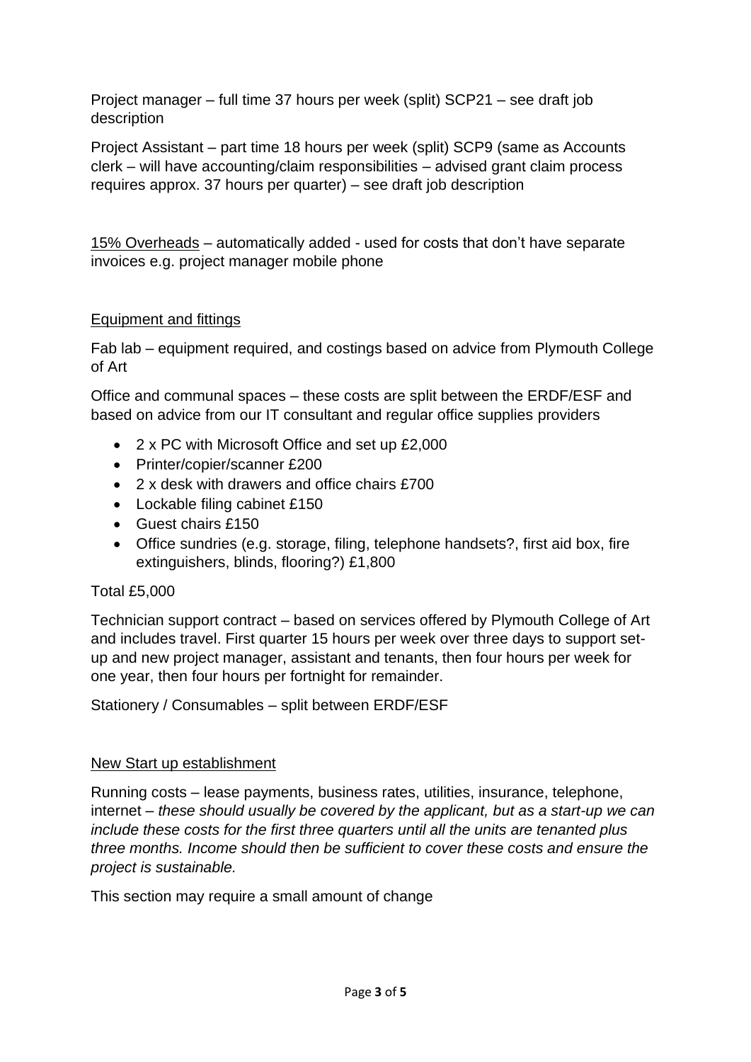Project manager – full time 37 hours per week (split) SCP21 – see draft job description

Project Assistant – part time 18 hours per week (split) SCP9 (same as Accounts clerk – will have accounting/claim responsibilities – advised grant claim process requires approx. 37 hours per quarter) – see draft job description

<u>15% Overheads</u> – automatically added - used for costs that don't have separate invoices e.g. project manager mobile phone

<u>Equipment and fittings</u>

Fab lab – equipment required, and costings based on advice from Plymouth College of Art

Office and communal spaces – these costs are split between the ERDF/ESF and based on advice from our IT consultant and regular office supplies providers

- 2 x PC with Microsoft Office and set up £2,000
- Printer/copier/scanner £200
- 2 x desk with drawers and office chairs £700
- Lockable filing cabinet £150
- Guest chairs £150
- Office sundries (e.g. storage, filing, telephone handsets?, first aid box, fire extinguishers, blinds, flooring?) £1,800

Total £5,000

Technician support contract – based on services offered by Plymouth College of Art and includes travel. First quarter 15 hours per week over three days to support set-up and new project manager, assistant and tenants, then four hours per week for one year, then four hours per fortnight for remainder.

Stationery / Consumables – split between ERDF/ESF

<u>New Start up establishment</u>

Running costs – lease payments, business rates, utilities, insurance, telephone, internet – *these should usually be covered by the applicant, but as a start-up we can include these costs for the first three quarters until all the units are tenanted plus three months. Income should then be sufficient to cover these costs and ensure the project is sustainable.*

This section may require a small amount of change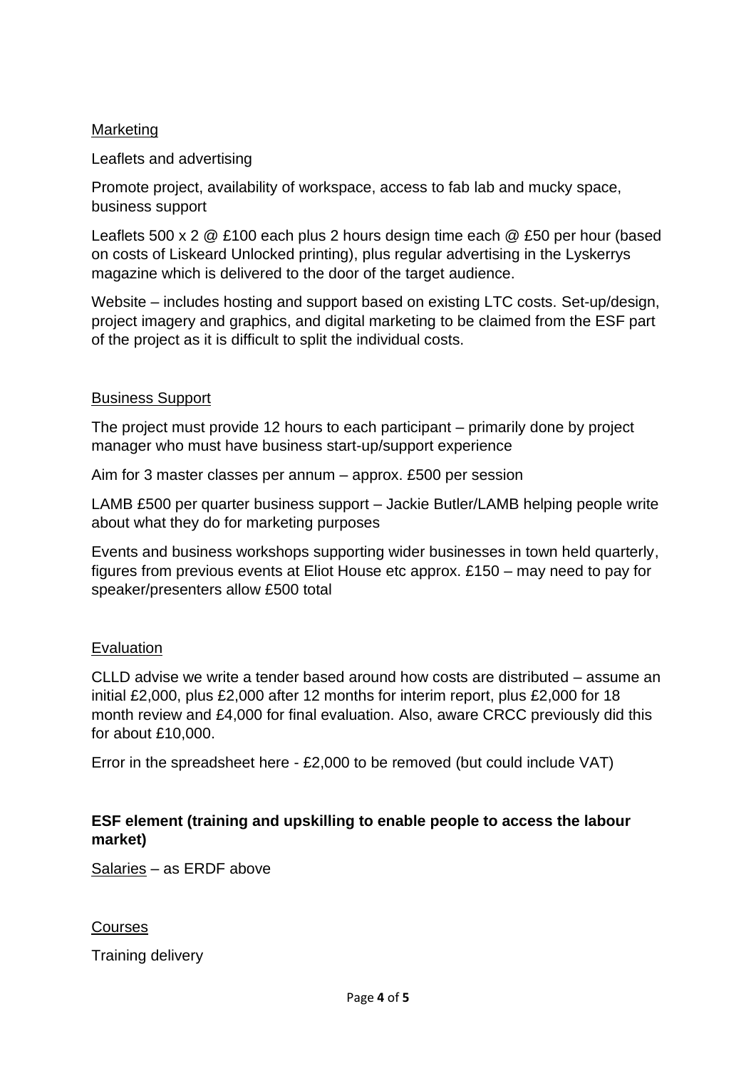<u>Marketing</u>

Leaflets and advertising

Promote project, availability of workspace, access to fab lab and mucky space, business support

Leaflets 500 x 2 @ £100 each plus 2 hours design time each @ £50 per hour (based on costs of Liskeard Unlocked printing), plus regular advertising in the Lyskerrys magazine which is delivered to the door of the target audience.

Website – includes hosting and support based on existing LTC costs. Set-up/design, project imagery and graphics, and digital marketing to be claimed from the ESF part of the project as it is difficult to split the individual costs.

<u>Business Support</u>

The project must provide 12 hours to each participant – primarily done by project manager who must have business start-up/support experience

Aim for 3 master classes per annum – approx. £500 per session

LAMB £500 per quarter business support – Jackie Butler/LAMB helping people write about what they do for marketing purposes

Events and business workshops supporting wider businesses in town held quarterly, figures from previous events at Eliot House etc approx. £150 – may need to pay for speaker/presenters allow £500 total

<u>Evaluation</u>

CLLD advise we write a tender based around how costs are distributed – assume an initial £2,000, plus £2,000 after 12 months for interim report, plus £2,000 for 18 month review and £4,000 for final evaluation. Also, aware CRCC previously did this for about £10,000.

Error in the spreadsheet here - £2,000 to be removed (but could include VAT)

**ESF element (training and upskilling to enable people to access the labour market)**

<u>Salaries</u> – as ERDF above

<u>Courses</u>

Training delivery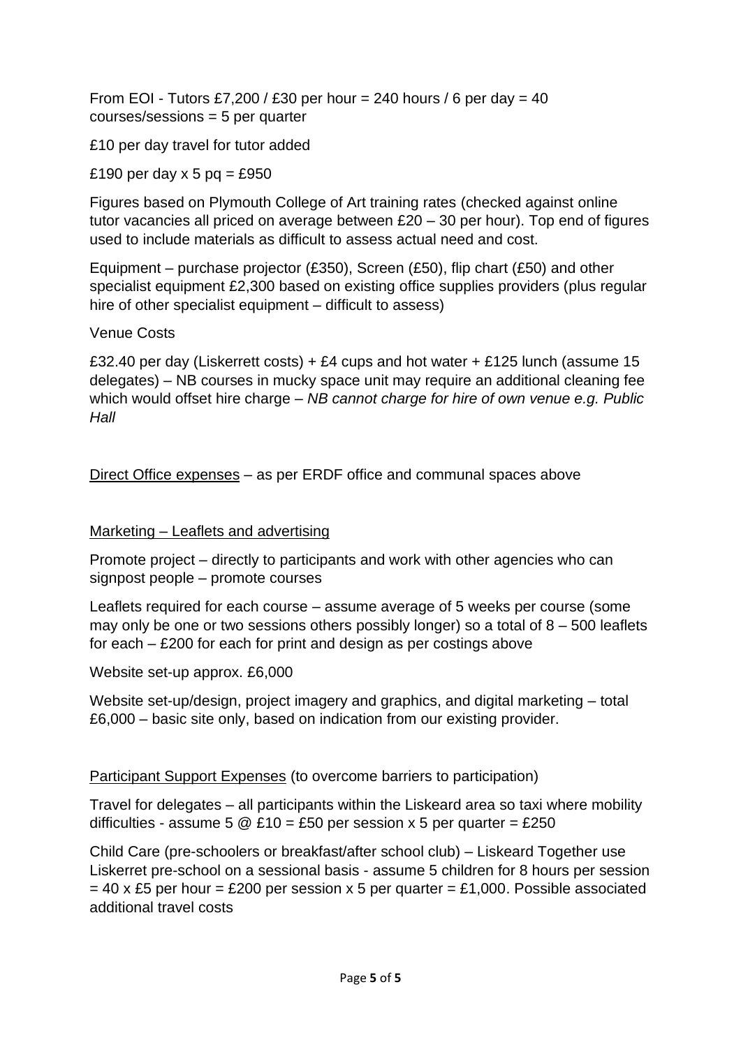From EOI - Tutors £7,200 / £30 per hour = 240 hours / 6 per day = 40 courses/sessions = 5 per quarter

£10 per day travel for tutor added

£190 per day x 5 pq = £950

Figures based on Plymouth College of Art training rates (checked against online tutor vacancies all priced on average between £20 – 30 per hour). Top end of figures used to include materials as difficult to assess actual need and cost.

Equipment – purchase projector (£350), Screen (£50), flip chart (£50) and other specialist equipment £2,300 based on existing office supplies providers (plus regular hire of other specialist equipment – difficult to assess)

Venue Costs

£32.40 per day (Liskerrett costs) + £4 cups and hot water + £125 lunch (assume 15 delegates) – NB courses in mucky space unit may require an additional cleaning fee which would offset hire charge – *NB cannot charge for hire of own venue e.g. Public Hall*

<u>Direct Office expenses</u> – as per ERDF office and communal spaces above

<u>Marketing – Leaflets and advertising</u>

Promote project – directly to participants and work with other agencies who can signpost people – promote courses

Leaflets required for each course – assume average of 5 weeks per course (some may only be one or two sessions others possibly longer) so a total of 8 – 500 leaflets for each – £200 for each for print and design as per costings above

Website set-up approx. £6,000

Website set-up/design, project imagery and graphics, and digital marketing – total £6,000 – basic site only, based on indication from our existing provider.

<u>Participant Support Expenses</u> (to overcome barriers to participation)

Travel for delegates – all participants within the Liskeard area so taxi where mobility difficulties - assume 5 @ £10 = £50 per session x 5 per quarter = £250

Child Care (pre-schoolers or breakfast/after school club) – Liskeard Together use Liskerret pre-school on a sessional basis - assume 5 children for 8 hours per session = 40 x £5 per hour = £200 per session x 5 per quarter = £1,000. Possible associated additional travel costs